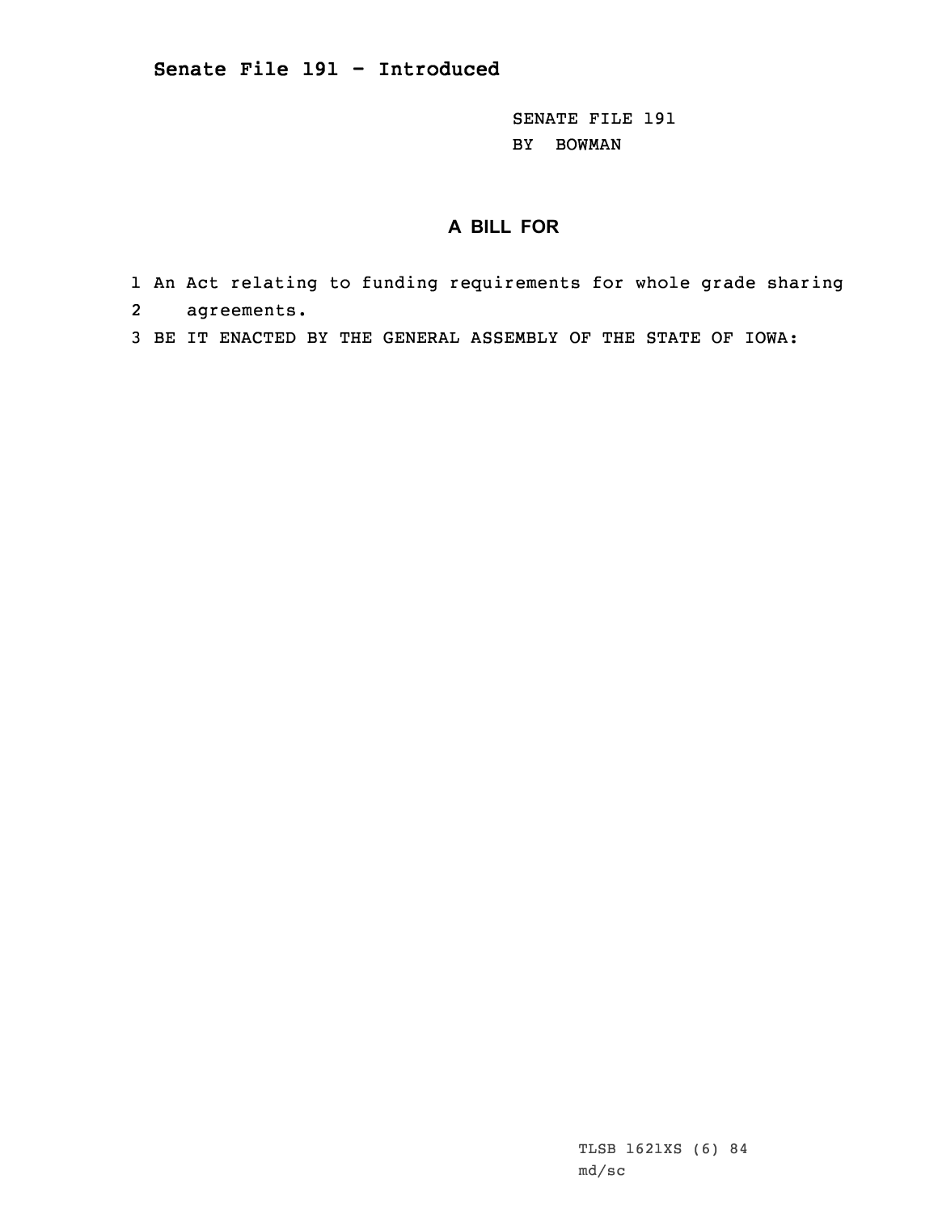## Senate File 191 - Introduced

SENATE FILE 191
BY BOWMAN

**A BILL FOR**

1 An Act relating to funding requirements for whole grade sharing
2 agreements.
3 BE IT ENACTED BY THE GENERAL ASSEMBLY OF THE STATE OF IOWA:

TLSB 1621XS (6) 84
md/sc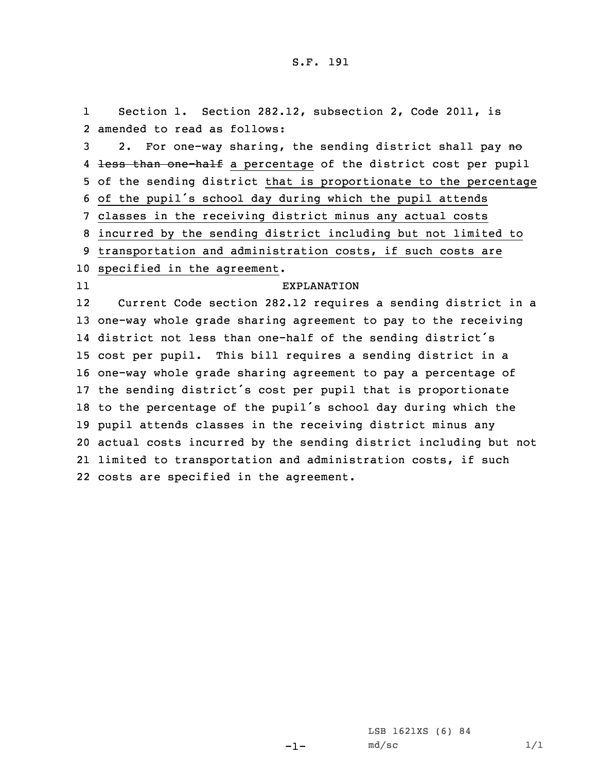Section 1. Section 282.12, subsection 2, Code 2011, is amended to read as follows:

2. For one-way sharing, the sending district shall pay ~~no less than one-half~~ a percentage of the district cost per pupil of the sending district that is proportionate to the percentage of the pupil's school day during which the pupil attends classes in the receiving district minus any actual costs incurred by the sending district including but not limited to transportation and administration costs, if such costs are specified in the agreement.

EXPLANATION

Current Code section 282.12 requires a sending district in a one-way whole grade sharing agreement to pay to the receiving district not less than one-half of the sending district's cost per pupil. This bill requires a sending district in a one-way whole grade sharing agreement to pay a percentage of the sending district's cost per pupil that is proportionate to the percentage of the pupil's school day during which the pupil attends classes in the receiving district minus any actual costs incurred by the sending district including but not limited to transportation and administration costs, if such costs are specified in the agreement.

LSB 1621XS (6) 84
md/sc